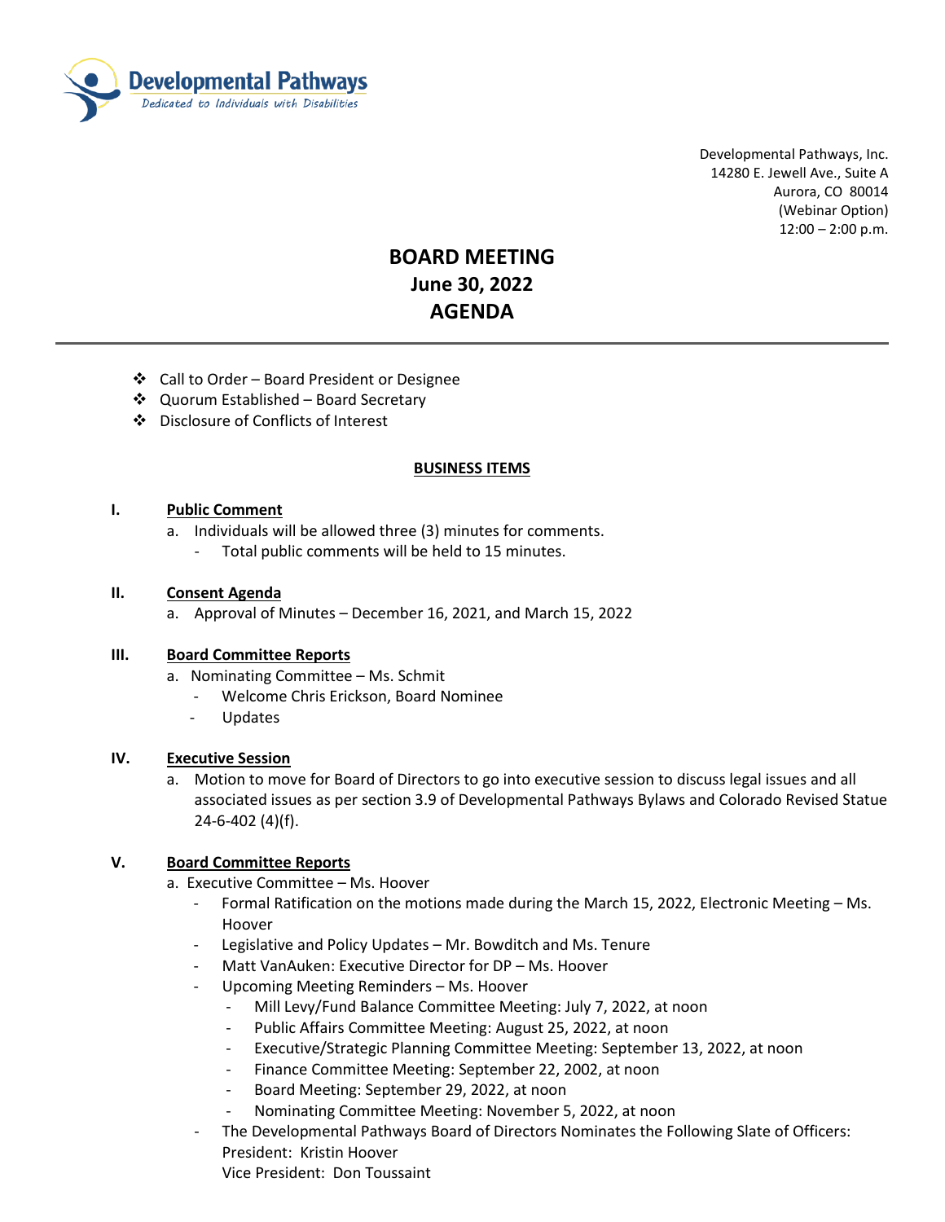Developmental Pathways
Dedicated to Individuals with Disabilities

Developmental Pathways, Inc.
14280 E. Jewell Ave., Suite A
Aurora, CO 80014
(Webinar Option)
12:00 – 2:00 p.m.

# BOARD MEETING
# June 30, 2022
# AGENDA

---

- Call to Order – Board President or Designee
- Quorum Established – Board Secretary
- Disclosure of Conflicts of Interest

## BUSINESS ITEMS

**I. Public Comment**

a. Individuals will be allowed three (3) minutes for comments.
   - Total public comments will be held to 15 minutes.

**II. Consent Agenda**

a. Approval of Minutes – December 16, 2021, and March 15, 2022

**III. Board Committee Reports**

a. Nominating Committee – Ms. Schmit
   - Welcome Chris Erickson, Board Nominee
   - Updates

**IV. Executive Session**

a. Motion to move for Board of Directors to go into executive session to discuss legal issues and all associated issues as per section 3.9 of Developmental Pathways Bylaws and Colorado Revised Statue 24-6-402 (4)(f).

**V. Board Committee Reports**

a. Executive Committee – Ms. Hoover
   - Formal Ratification on the motions made during the March 15, 2022, Electronic Meeting – Ms. Hoover
   - Legislative and Policy Updates – Mr. Bowditch and Ms. Tenure
   - Matt VanAuken: Executive Director for DP – Ms. Hoover
   - Upcoming Meeting Reminders – Ms. Hoover
     - Mill Levy/Fund Balance Committee Meeting: July 7, 2022, at noon
     - Public Affairs Committee Meeting: August 25, 2022, at noon
     - Executive/Strategic Planning Committee Meeting: September 13, 2022, at noon
     - Finance Committee Meeting: September 22, 2002, at noon
     - Board Meeting: September 29, 2022, at noon
     - Nominating Committee Meeting: November 5, 2022, at noon
   - The Developmental Pathways Board of Directors Nominates the Following Slate of Officers:
     President: Kristin Hoover
     Vice President: Don Toussaint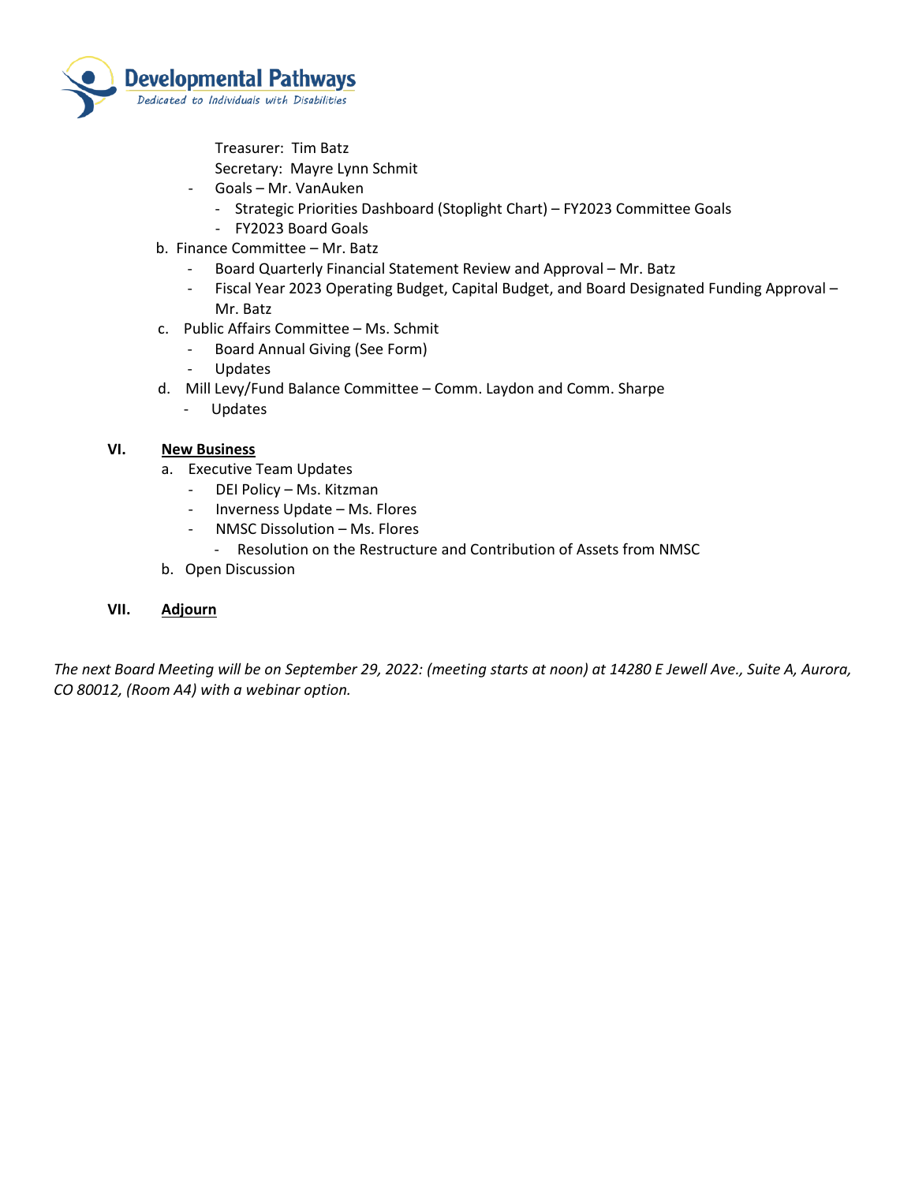Treasurer: Tim Batz
Secretary: Mayre Lynn Schmit

- Goals – Mr. VanAuken
  - Strategic Priorities Dashboard (Stoplight Chart) – FY2023 Committee Goals
  - FY2023 Board Goals

b. Finance Committee – Mr. Batz

- Board Quarterly Financial Statement Review and Approval – Mr. Batz
- Fiscal Year 2023 Operating Budget, Capital Budget, and Board Designated Funding Approval – Mr. Batz

c. Public Affairs Committee – Ms. Schmit

- Board Annual Giving (See Form)
- Updates

d. Mill Levy/Fund Balance Committee – Comm. Laydon and Comm. Sharpe

- Updates

**VI. <u>New Business</u>**

a. Executive Team Updates

- DEI Policy – Ms. Kitzman
- Inverness Update – Ms. Flores
- NMSC Dissolution – Ms. Flores
  - Resolution on the Restructure and Contribution of Assets from NMSC

b. Open Discussion

**VII. <u>Adjourn</u>**

*The next Board Meeting will be on September 29, 2022: (meeting starts at noon) at 14280 E Jewell Ave., Suite A, Aurora, CO 80012, (Room A4) with a webinar option.*